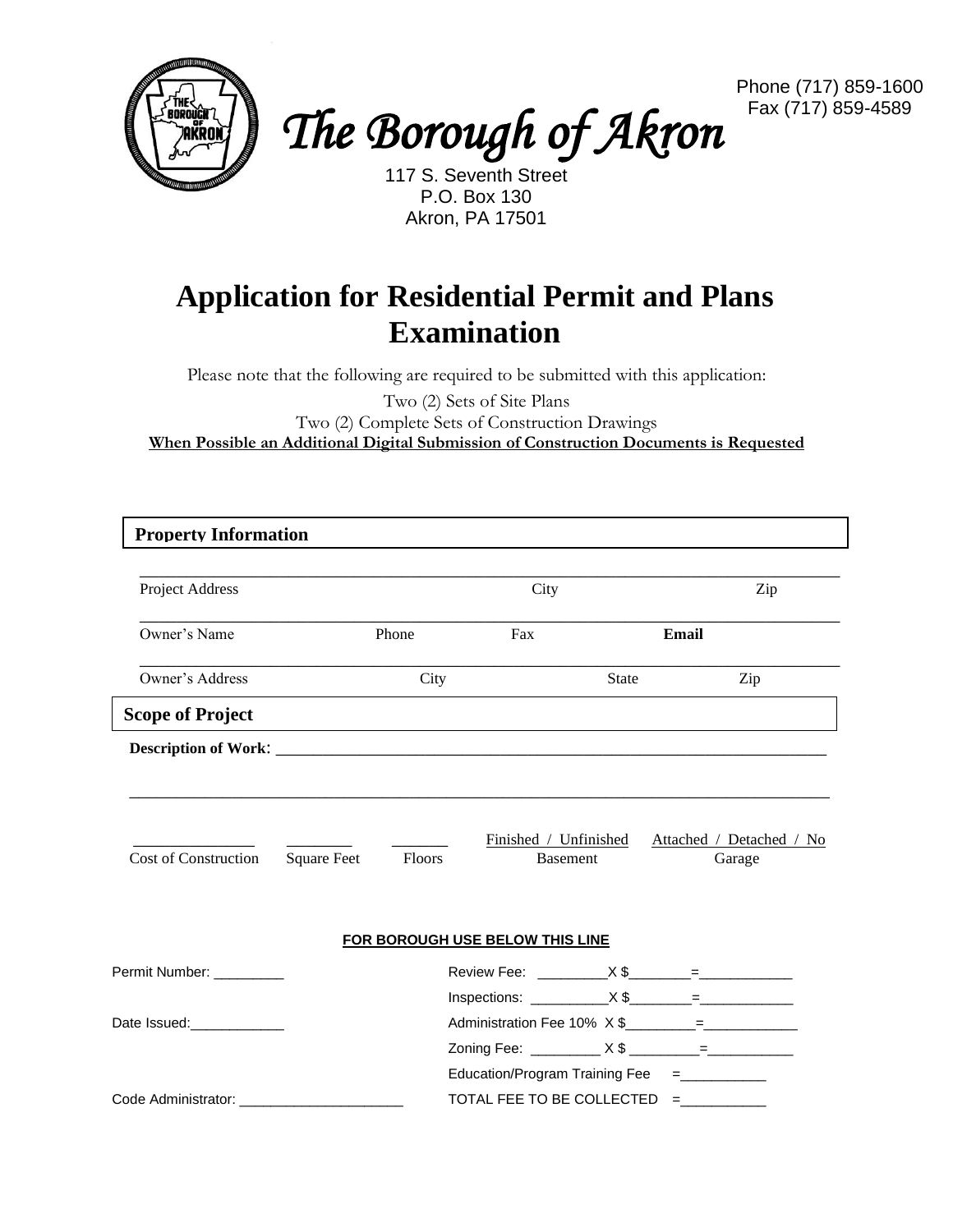# The Borough of Akron

117 S. Seventh Street
P.O. Box 130
Akron, PA 17501

Phone (717) 859-1600
Fax (717) 859-4589

# Application for Residential Permit and Plans Examination

Please note that the following are required to be submitted with this application:

Two (2) Sets of Site Plans
Two (2) Complete Sets of Construction Drawings
**When Possible an Additional Digital Submission of Construction Documents is Requested**

## Property Information

______________________________________________________________________________
Project Address                                                    City                                  Zip

______________________________________________________________________________
Owner's Name                    Phone                    Fax                    **Email**

______________________________________________________________________________
Owner's Address                              City                              State                    Zip

## Scope of Project

**Description of Work**: ______________________________________________________________________

______________________________________________________________________________

_______________ ________ _______ Finished / Unfinished Attached / Detached / No
Cost of Construction    Square Feet    Floors    Basement    Garage

**FOR BOROUGH USE BELOW THIS LINE**

Permit Number: _________

Date Issued:____________

Code Administrator: _____________________

Review Fee: _________X $________=____________
Inspections: __________X $________=____________
Administration Fee 10% X $_________=____________
Zoning Fee: _________ X $ _________=___________
Education/Program Training Fee =___________
TOTAL FEE TO BE COLLECTED =___________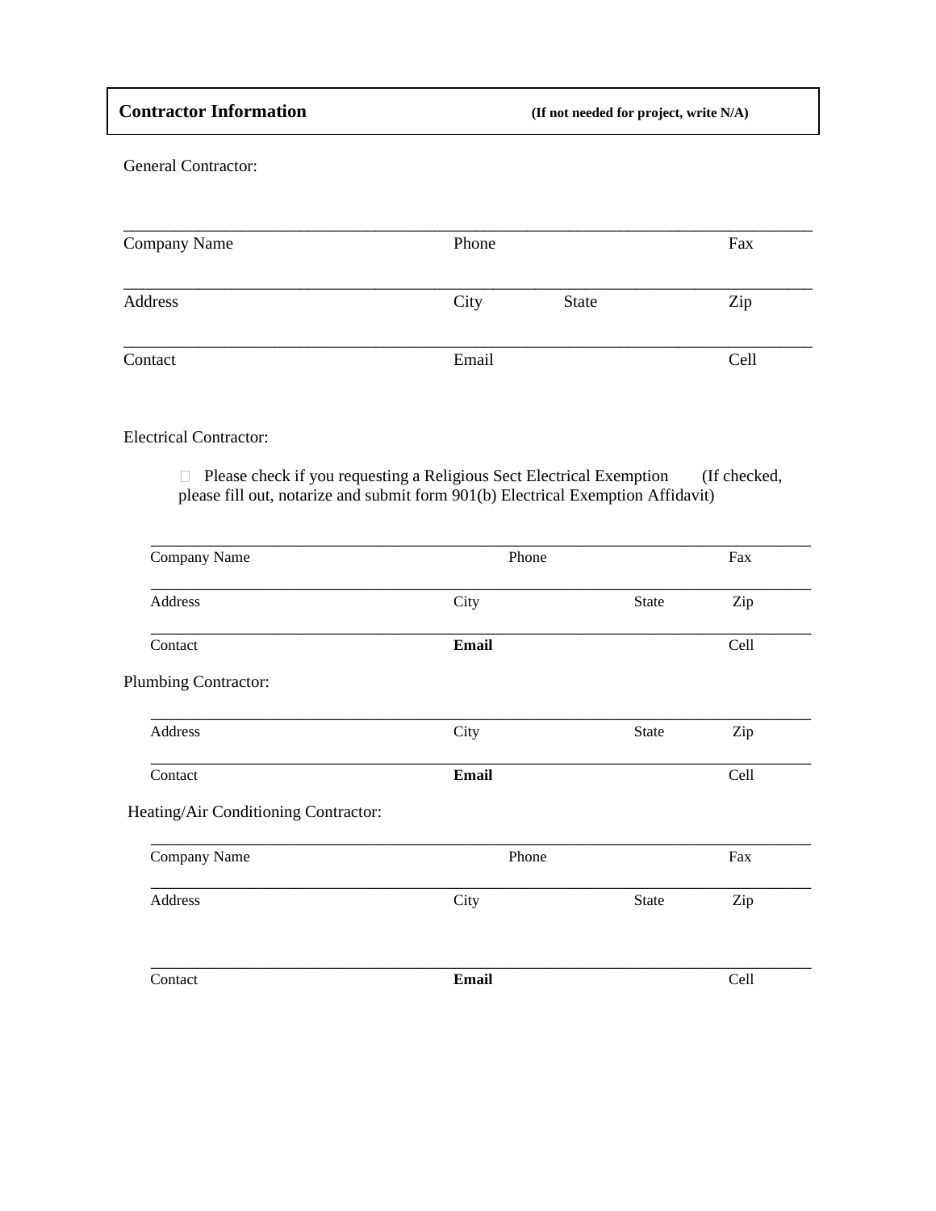## Contractor Information (If not needed for project, write N/A)

General Contractor:

______________________________________________________________________________

Company Name | Phone | Fax

______________________________________________________________________________

Address | City | State | Zip

______________________________________________________________________________

Contact | Email | Cell

Electrical Contractor:

☐ Please check if you requesting a Religious Sect Electrical Exemption (If checked, please fill out, notarize and submit form 901(b) Electrical Exemption Affidavit)

______________________________________________________________________________

Company Name | Phone | Fax

______________________________________________________________________________

Address | City | State | Zip

______________________________________________________________________________

Contact | **Email** | Cell

Plumbing Contractor:

______________________________________________________________________________

Address | City | State | Zip

______________________________________________________________________________

Contact | **Email** | Cell

Heating/Air Conditioning Contractor:

______________________________________________________________________________

Company Name | Phone | Fax

______________________________________________________________________________

Address | City | State | Zip

______________________________________________________________________________

Contact | **Email** | Cell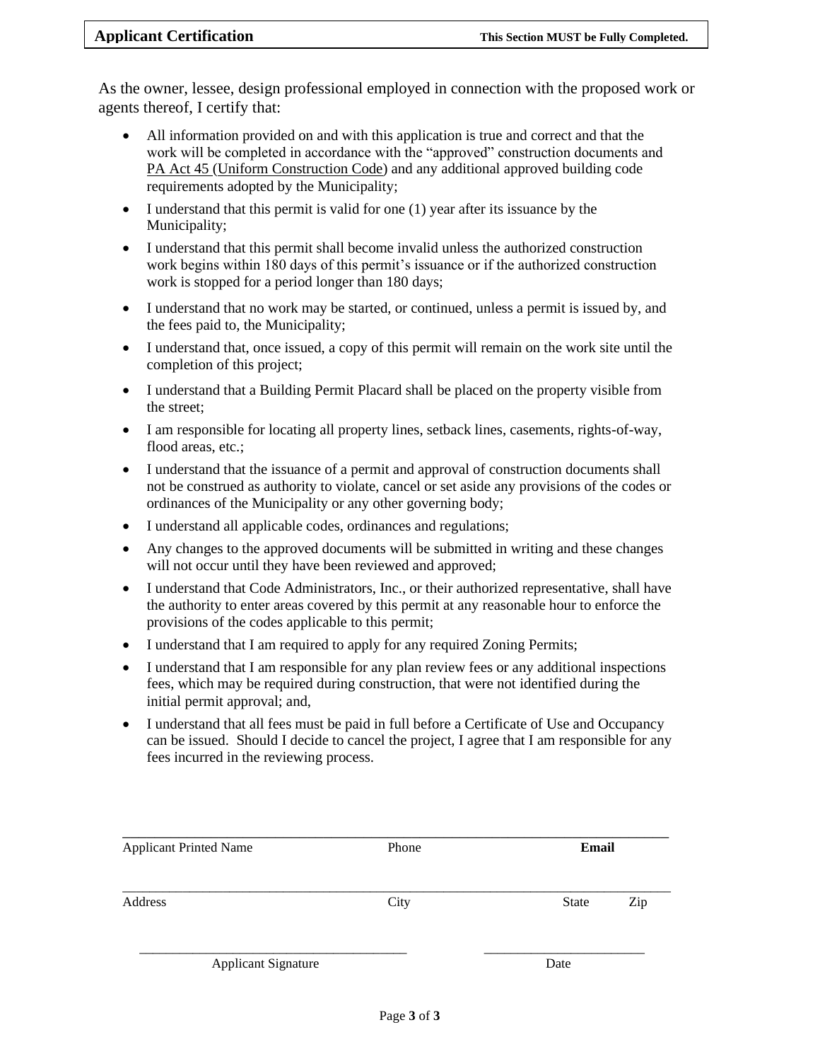## Applicant Certification

**This Section MUST be Fully Completed.**

As the owner, lessee, design professional employed in connection with the proposed work or agents thereof, I certify that:

- All information provided on and with this application is true and correct and that the work will be completed in accordance with the "approved" construction documents and PA Act 45 (Uniform Construction Code) and any additional approved building code requirements adopted by the Municipality;
- I understand that this permit is valid for one (1) year after its issuance by the Municipality;
- I understand that this permit shall become invalid unless the authorized construction work begins within 180 days of this permit's issuance or if the authorized construction work is stopped for a period longer than 180 days;
- I understand that no work may be started, or continued, unless a permit is issued by, and the fees paid to, the Municipality;
- I understand that, once issued, a copy of this permit will remain on the work site until the completion of this project;
- I understand that a Building Permit Placard shall be placed on the property visible from the street;
- I am responsible for locating all property lines, setback lines, casements, rights-of-way, flood areas, etc.;
- I understand that the issuance of a permit and approval of construction documents shall not be construed as authority to violate, cancel or set aside any provisions of the codes or ordinances of the Municipality or any other governing body;
- I understand all applicable codes, ordinances and regulations;
- Any changes to the approved documents will be submitted in writing and these changes will not occur until they have been reviewed and approved;
- I understand that Code Administrators, Inc., or their authorized representative, shall have the authority to enter areas covered by this permit at any reasonable hour to enforce the provisions of the codes applicable to this permit;
- I understand that I am required to apply for any required Zoning Permits;
- I understand that I am responsible for any plan review fees or any additional inspections fees, which may be required during construction, that were not identified during the initial permit approval; and,
- I understand that all fees must be paid in full before a Certificate of Use and Occupancy can be issued. Should I decide to cancel the project, I agree that I am responsible for any fees incurred in the reviewing process.

______________________________________________________________________

Applicant Printed Name　　　　Phone　　　　**Email**

______________________________________________________________________

Address　　　　City　　　　State　　Zip

______________________________　　　　____________________

Applicant Signature　　　　Date